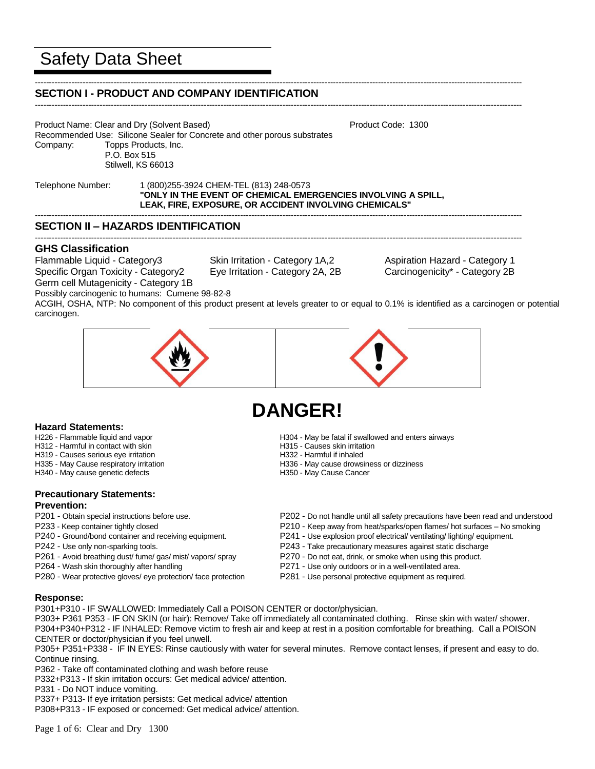# Safety Data Sheet

## SECTION I - PRODUCT AND COMPANY IDENTIFICATION

Product Name: Clear and Dry (Solvent Based) Product Code: 1300

Recommended Use: Silicone Sealer for Concrete and other porous substrates

Company: Topps Products, Inc.
P.O. Box 515
Stilwell, KS 66013

Telephone Number: 1 (800)255-3924 CHEM-TEL (813) 248-0573
**"ONLY IN THE EVENT OF CHEMICAL EMERGENCIES INVOLVING A SPILL, LEAK, FIRE, EXPOSURE, OR ACCIDENT INVOLVING CHEMICALS"**

## SECTION II – HAZARDS IDENTIFICATION

### GHS Classification

Flammable Liquid - Category3
Skin Irritation - Category 1A,2
Aspiration Hazard - Category 1
Specific Organ Toxicity - Category2
Eye Irritation - Category 2A, 2B
Carcinogenicity* - Category 2B
Germ cell Mutagenicity - Category 1B

Possibly carcinogenic to humans: Cumene 98-82-8

ACGIH, OSHA, NTP: No component of this product present at levels greater to or equal to 0.1% is identified as a carcinogen or potential carcinogen.

# DANGER!

### Hazard Statements:

H226 - Flammable liquid and vapor
H312 - Harmful in contact with skin
H319 - Causes serious eye irritation
H335 - May Cause respiratory irritation
H340 - May cause genetic defects
H304 - May be fatal if swallowed and enters airways
H315 - Causes skin irritation
H332 - Harmful if inhaled
H336 - May cause drowsiness or dizziness
H350 - May Cause Cancer

### Precautionary Statements:

**Prevention:**

P201 - Obtain special instructions before use.
P233 - Keep container tightly closed
P240 - Ground/bond container and receiving equipment.
P242 - Use only non-sparking tools.
P261 - Avoid breathing dust/ fume/ gas/ mist/ vapors/ spray
P264 - Wash skin thoroughly after handling
P280 - Wear protective gloves/ eye protection/ face protection
P202 - Do not handle until all safety precautions have been read and understood
P210 - Keep away from heat/sparks/open flames/ hot surfaces – No smoking
P241 - Use explosion proof electrical/ ventilating/ lighting/ equipment.
P243 - Take precautionary measures against static discharge
P270 - Do not eat, drink, or smoke when using this product.
P271 - Use only outdoors or in a well-ventilated area.
P281 - Use personal protective equipment as required.

**Response:**

P301+P310 - IF SWALLOWED: Immediately Call a POISON CENTER or doctor/physician.
P303+ P361 P353 - IF ON SKIN (or hair): Remove/ Take off immediately all contaminated clothing. Rinse skin with water/ shower.
P304+P340+P312 - IF INHALED: Remove victim to fresh air and keep at rest in a position comfortable for breathing. Call a POISON CENTER or doctor/physician if you feel unwell.
P305+ P351+P338 - IF IN EYES: Rinse cautiously with water for several minutes. Remove contact lenses, if present and easy to do. Continue rinsing.
P362 - Take off contaminated clothing and wash before reuse
P332+P313 - If skin irritation occurs: Get medical advice/ attention.
P331 - Do NOT induce vomiting.
P337+ P313- If eye irritation persists: Get medical advice/ attention
P308+P313 - IF exposed or concerned: Get medical advice/ attention.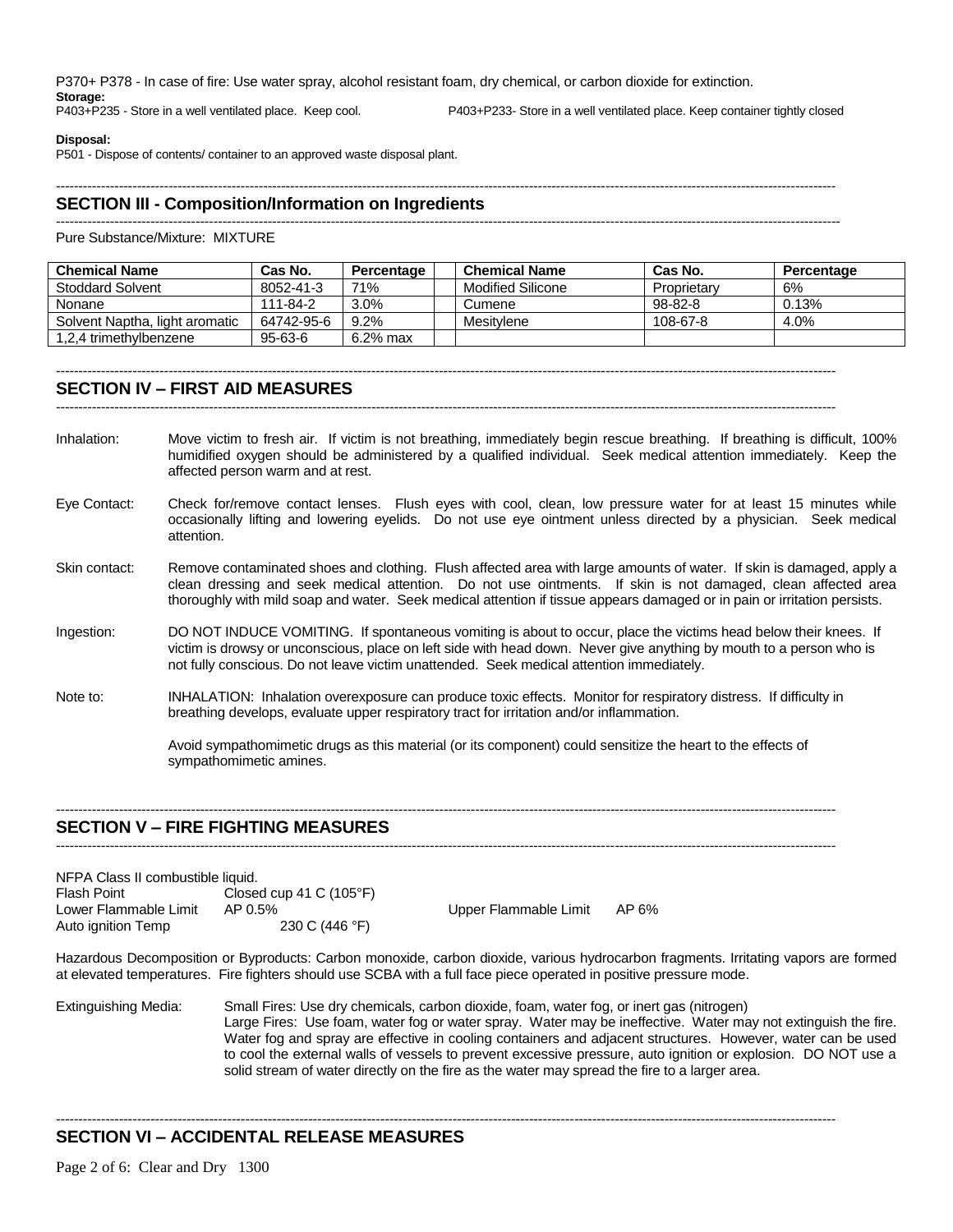P370+ P378 - In case of fire: Use water spray, alcohol resistant foam, dry chemical, or carbon dioxide for extinction.

**Storage:**

P403+P235 - Store in a well ventilated place. Keep cool.

P403+P233- Store in a well ventilated place. Keep container tightly closed

**Disposal:**

P501 - Dispose of contents/ container to an approved waste disposal plant.

## SECTION III - Composition/Information on Ingredients

Pure Substance/Mixture: MIXTURE

| Chemical Name | Cas No. | Percentage | Chemical Name | Cas No. | Percentage |
|---|---|---|---|---|---|
| Stoddard Solvent | 8052-41-3 | 71% | Modified Silicone | Proprietary | 6% |
| Nonane | 111-84-2 | 3.0% | Cumene | 98-82-8 | 0.13% |
| Solvent Naptha, light aromatic | 64742-95-6 | 9.2% | Mesitylene | 108-67-8 | 4.0% |
| 1,2,4 trimethylbenzene | 95-63-6 | 6.2% max | | | |

## SECTION IV – FIRST AID MEASURES

Inhalation: Move victim to fresh air. If victim is not breathing, immediately begin rescue breathing. If breathing is difficult, 100% humidified oxygen should be administered by a qualified individual. Seek medical attention immediately. Keep the affected person warm and at rest.

Eye Contact: Check for/remove contact lenses. Flush eyes with cool, clean, low pressure water for at least 15 minutes while occasionally lifting and lowering eyelids. Do not use eye ointment unless directed by a physician. Seek medical attention.

Skin contact: Remove contaminated shoes and clothing. Flush affected area with large amounts of water. If skin is damaged, apply a clean dressing and seek medical attention. Do not use ointments. If skin is not damaged, clean affected area thoroughly with mild soap and water. Seek medical attention if tissue appears damaged or in pain or irritation persists.

Ingestion: DO NOT INDUCE VOMITING. If spontaneous vomiting is about to occur, place the victims head below their knees. If victim is drowsy or unconscious, place on left side with head down. Never give anything by mouth to a person who is not fully conscious. Do not leave victim unattended. Seek medical attention immediately.

Note to: INHALATION: Inhalation overexposure can produce toxic effects. Monitor for respiratory distress. If difficulty in breathing develops, evaluate upper respiratory tract for irritation and/or inflammation.

Avoid sympathomimetic drugs as this material (or its component) could sensitize the heart to the effects of sympathomimetic amines.

## SECTION V – FIRE FIGHTING MEASURES

NFPA Class II combustible liquid.

Flash Point: Closed cup 41 C (105°F)

Lower Flammable Limit: AP 0.5%

Upper Flammable Limit: AP 6%

Auto ignition Temp: 230 C (446 °F)

Hazardous Decomposition or Byproducts: Carbon monoxide, carbon dioxide, various hydrocarbon fragments. Irritating vapors are formed at elevated temperatures. Fire fighters should use SCBA with a full face piece operated in positive pressure mode.

Extinguishing Media: Small Fires: Use dry chemicals, carbon dioxide, foam, water fog, or inert gas (nitrogen)
Large Fires: Use foam, water fog or water spray. Water may be ineffective. Water may not extinguish the fire. Water fog and spray are effective in cooling containers and adjacent structures. However, water can be used to cool the external walls of vessels to prevent excessive pressure, auto ignition or explosion. DO NOT use a solid stream of water directly on the fire as the water may spread the fire to a larger area.

## SECTION VI – ACCIDENTAL RELEASE MEASURES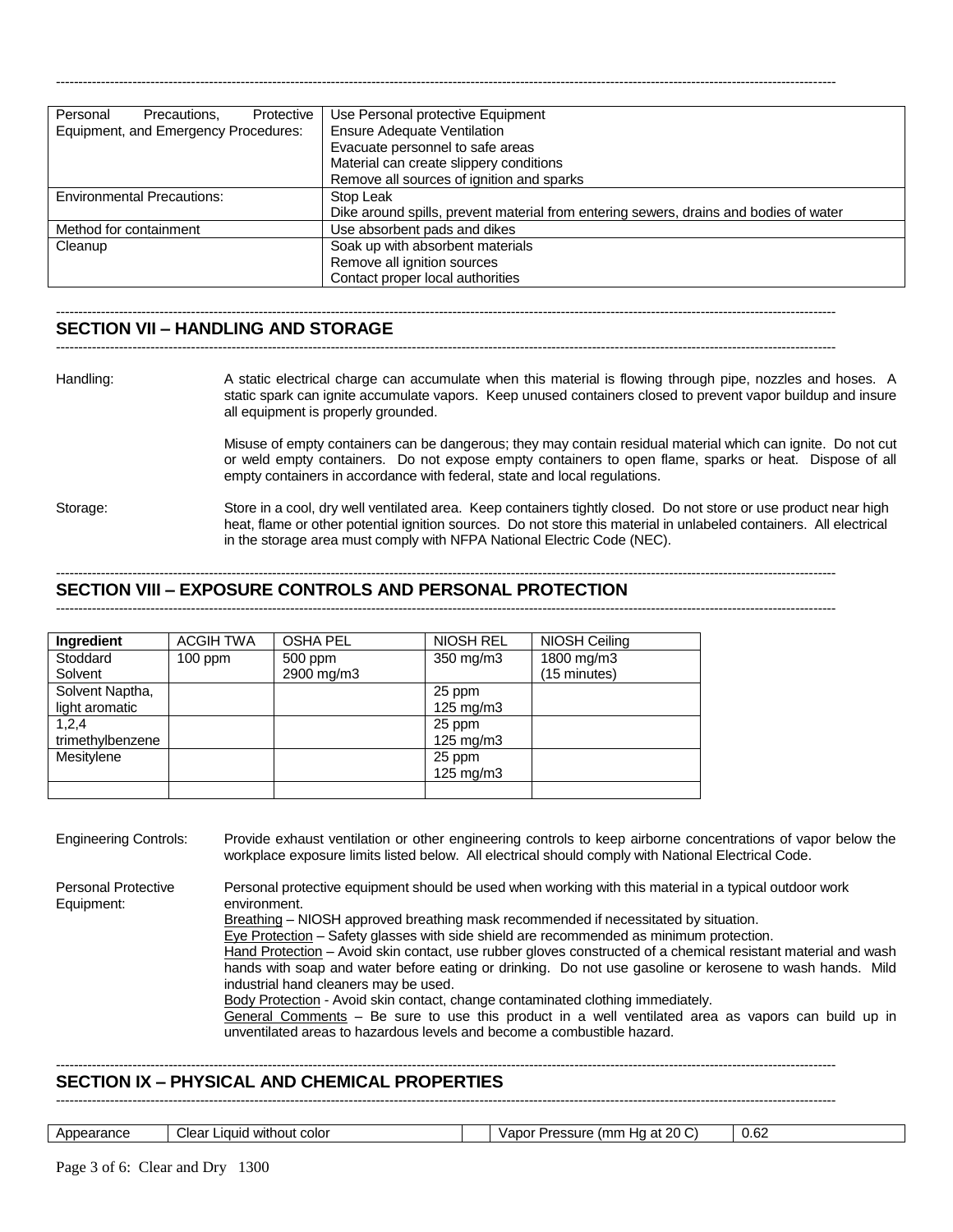| | |
|---|---|
| Personal Precautions, Protective Equipment, and Emergency Procedures: | Use Personal protective Equipment<br>Ensure Adequate Ventilation<br>Evacuate personnel to safe areas<br>Material can create slippery conditions<br>Remove all sources of ignition and sparks |
| Environmental Precautions: | Stop Leak<br>Dike around spills, prevent material from entering sewers, drains and bodies of water |
| Method for containment | Use absorbent pads and dikes |
| Cleanup | Soak up with absorbent materials<br>Remove all ignition sources<br>Contact proper local authorities |

## SECTION VII – HANDLING AND STORAGE

**Handling:** A static electrical charge can accumulate when this material is flowing through pipe, nozzles and hoses. A static spark can ignite accumulate vapors. Keep unused containers closed to prevent vapor buildup and insure all equipment is properly grounded.

Misuse of empty containers can be dangerous; they may contain residual material which can ignite. Do not cut or weld empty containers. Do not expose empty containers to open flame, sparks or heat. Dispose of all empty containers in accordance with federal, state and local regulations.

**Storage:** Store in a cool, dry well ventilated area. Keep containers tightly closed. Do not store or use product near high heat, flame or other potential ignition sources. Do not store this material in unlabeled containers. All electrical in the storage area must comply with NFPA National Electric Code (NEC).

## SECTION VIII – EXPOSURE CONTROLS AND PERSONAL PROTECTION

| Ingredient | ACGIH TWA | OSHA PEL | NIOSH REL | NIOSH Ceiling |
|---|---|---|---|---|
| Stoddard Solvent | 100 ppm | 500 ppm<br>2900 mg/m3 | 350 mg/m3 | 1800 mg/m3<br>(15 minutes) |
| Solvent Naptha, light aromatic | | | 25 ppm<br>125 mg/m3 | |
| 1,2,4 trimethylbenzene | | | 25 ppm<br>125 mg/m3 | |
| Mesitylene | | | 25 ppm<br>125 mg/m3 | |
| | | | | |

**Engineering Controls:** Provide exhaust ventilation or other engineering controls to keep airborne concentrations of vapor below the workplace exposure limits listed below. All electrical should comply with National Electrical Code.

**Personal Protective Equipment:** Personal protective equipment should be used when working with this material in a typical outdoor work environment.

Breathing – NIOSH approved breathing mask recommended if necessitated by situation.

Eye Protection – Safety glasses with side shield are recommended as minimum protection.

Hand Protection – Avoid skin contact, use rubber gloves constructed of a chemical resistant material and wash hands with soap and water before eating or drinking. Do not use gasoline or kerosene to wash hands. Mild industrial hand cleaners may be used.

Body Protection - Avoid skin contact, change contaminated clothing immediately.

General Comments – Be sure to use this product in a well ventilated area as vapors can build up in unventilated areas to hazardous levels and become a combustible hazard.

## SECTION IX – PHYSICAL AND CHEMICAL PROPERTIES

| | | | | |
|---|---|---|---|---|
| Appearance | Clear Liquid without color | | Vapor Pressure (mm Hg at 20 C) | 0.62 |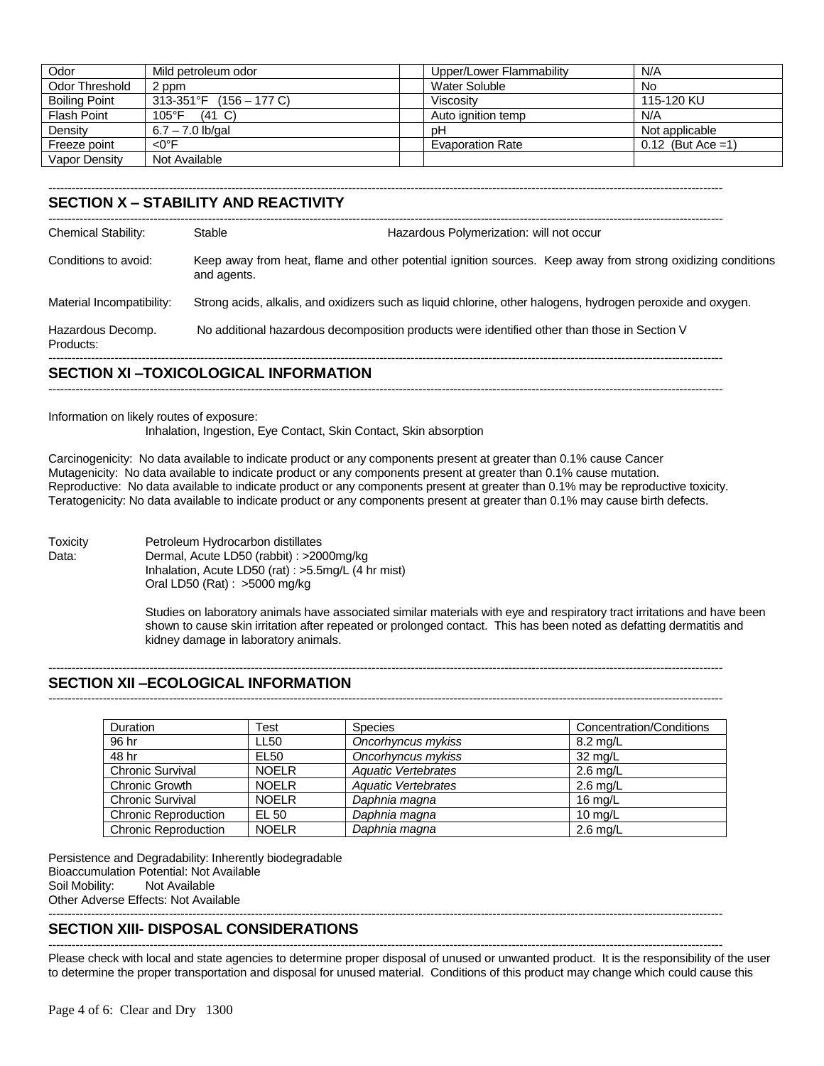| Odor | Mild petroleum odor | | Upper/Lower Flammability | N/A |
|---|---|---|---|---|
| Odor Threshold | 2 ppm | | Water Soluble | No |
| Boiling Point | 313-351°F (156 – 177 C) | | Viscosity | 115-120 KU |
| Flash Point | 105°F (41 C) | | Auto ignition temp | N/A |
| Density | 6.7 – 7.0 lb/gal | | pH | Not applicable |
| Freeze point | <0°F | | Evaporation Rate | 0.12 (But Ace =1) |
| Vapor Density | Not Available | | | |

## SECTION X – STABILITY AND REACTIVITY

Chemical Stability: Stable    Hazardous Polymerization: will not occur

Conditions to avoid: Keep away from heat, flame and other potential ignition sources. Keep away from strong oxidizing conditions and agents.

Material Incompatibility: Strong acids, alkalis, and oxidizers such as liquid chlorine, other halogens, hydrogen peroxide and oxygen.

Hazardous Decomp. Products: No additional hazardous decomposition products were identified other than those in Section V

## SECTION XI –TOXICOLOGICAL INFORMATION

Information on likely routes of exposure:
Inhalation, Ingestion, Eye Contact, Skin Contact, Skin absorption

Carcinogenicity: No data available to indicate product or any components present at greater than 0.1% cause Cancer
Mutagenicity: No data available to indicate product or any components present at greater than 0.1% cause mutation.
Reproductive: No data available to indicate product or any components present at greater than 0.1% may be reproductive toxicity.
Teratogenicity: No data available to indicate product or any components present at greater than 0.1% may cause birth defects.

Toxicity Data: Petroleum Hydrocarbon distillates
Dermal, Acute LD50 (rabbit) : >2000mg/kg
Inhalation, Acute LD50 (rat) : >5.5mg/L (4 hr mist)
Oral LD50 (Rat) : >5000 mg/kg

Studies on laboratory animals have associated similar materials with eye and respiratory tract irritations and have been shown to cause skin irritation after repeated or prolonged contact. This has been noted as defatting dermatitis and kidney damage in laboratory animals.

## SECTION XII –ECOLOGICAL INFORMATION

| Duration | Test | Species | Concentration/Conditions |
|---|---|---|---|
| 96 hr | LL50 | *Oncorhyncus mykiss* | 8.2 mg/L |
| 48 hr | EL50 | *Oncorhyncus mykiss* | 32 mg/L |
| Chronic Survival | NOELR | *Aquatic Vertebrates* | 2.6 mg/L |
| Chronic Growth | NOELR | *Aquatic Vertebrates* | 2.6 mg/L |
| Chronic Survival | NOELR | *Daphnia magna* | 16 mg/L |
| Chronic Reproduction | EL 50 | *Daphnia magna* | 10 mg/L |
| Chronic Reproduction | NOELR | *Daphnia magna* | 2.6 mg/L |

Persistence and Degradability: Inherently biodegradable
Bioaccumulation Potential: Not Available
Soil Mobility: Not Available
Other Adverse Effects: Not Available

## SECTION XIII- DISPOSAL CONSIDERATIONS

Please check with local and state agencies to determine proper disposal of unused or unwanted product. It is the responsibility of the user to determine the proper transportation and disposal for unused material. Conditions of this product may change which could cause this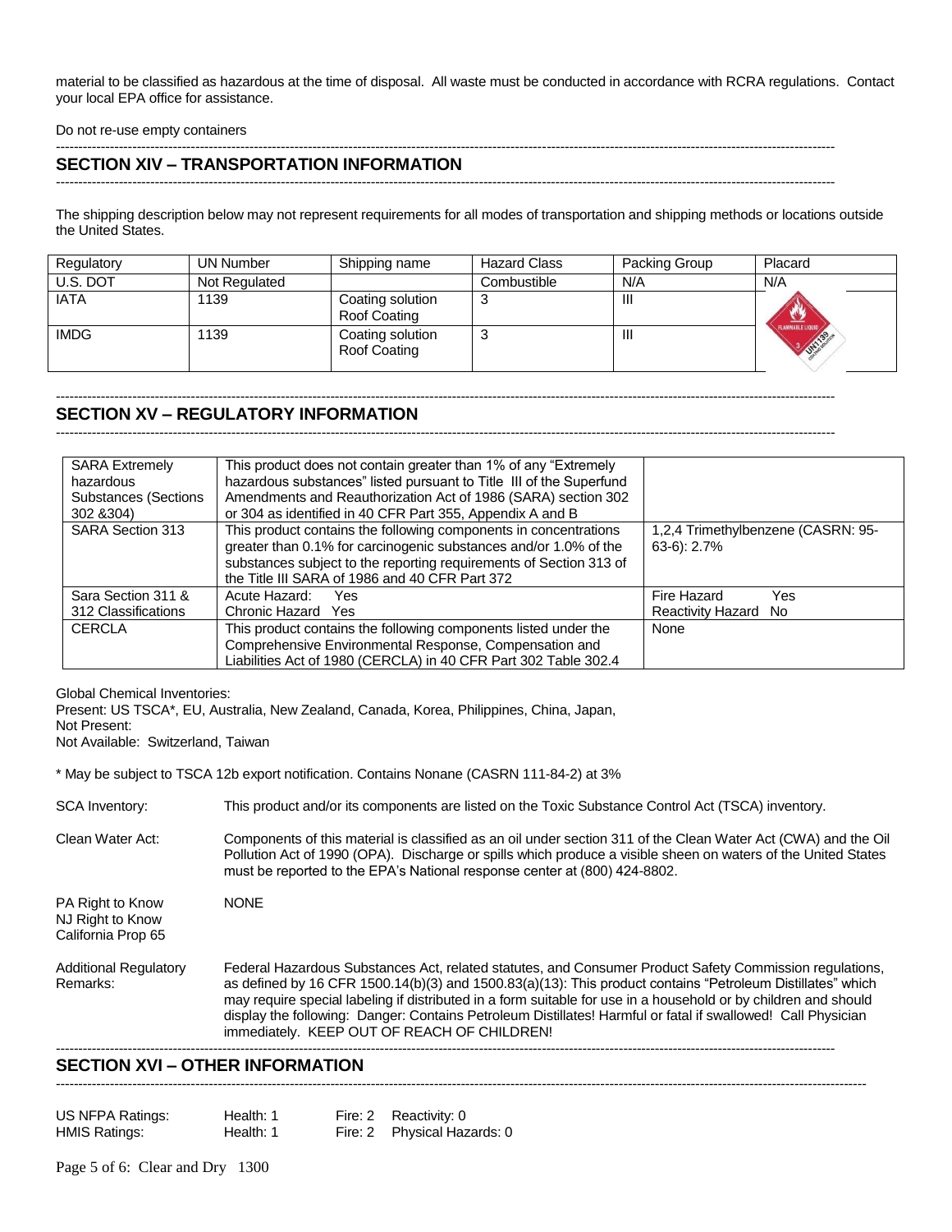material to be classified as hazardous at the time of disposal. All waste must be conducted in accordance with RCRA regulations. Contact your local EPA office for assistance.

Do not re-use empty containers

## SECTION XIV – TRANSPORTATION INFORMATION

The shipping description below may not represent requirements for all modes of transportation and shipping methods or locations outside the United States.

| Regulatory | UN Number | Shipping name | Hazard Class | Packing Group | Placard |
|---|---|---|---|---|---|
| U.S. DOT | Not Regulated | | Combustible | N/A | N/A |
| IATA | 1139 | Coating solution Roof Coating | 3 | III | |
| IMDG | 1139 | Coating solution Roof Coating | 3 | III | |

## SECTION XV – REGULATORY INFORMATION

| | | |
|---|---|---|
| SARA Extremely hazardous Substances (Sections 302 &304) | This product does not contain greater than 1% of any "Extremely hazardous substances" listed pursuant to Title III of the Superfund Amendments and Reauthorization Act of 1986 (SARA) section 302 or 304 as identified in 40 CFR Part 355, Appendix A and B | |
| SARA Section 313 | This product contains the following components in concentrations greater than 0.1% for carcinogenic substances and/or 1.0% of the substances subject to the reporting requirements of Section 313 of the Title III SARA of 1986 and 40 CFR Part 372 | 1,2,4 Trimethylbenzene (CASRN: 95-63-6): 2.7% |
| Sara Section 311 & 312 Classifications | Acute Hazard: Yes<br>Chronic Hazard Yes | Fire Hazard Yes<br>Reactivity Hazard No |
| CERCLA | This product contains the following components listed under the Comprehensive Environmental Response, Compensation and Liabilities Act of 1980 (CERCLA) in 40 CFR Part 302 Table 302.4 | None |

Global Chemical Inventories:
Present: US TSCA*, EU, Australia, New Zealand, Canada, Korea, Philippines, China, Japan,
Not Present:
Not Available: Switzerland, Taiwan

* May be subject to TSCA 12b export notification. Contains Nonane (CASRN 111-84-2) at 3%

SCA Inventory: This product and/or its components are listed on the Toxic Substance Control Act (TSCA) inventory.

Clean Water Act: Components of this material is classified as an oil under section 311 of the Clean Water Act (CWA) and the Oil Pollution Act of 1990 (OPA). Discharge or spills which produce a visible sheen on waters of the United States must be reported to the EPA's National response center at (800) 424-8802.

PA Right to Know
NJ Right to Know
California Prop 65: NONE

Additional Regulatory Remarks: Federal Hazardous Substances Act, related statutes, and Consumer Product Safety Commission regulations, as defined by 16 CFR 1500.14(b)(3) and 1500.83(a)(13): This product contains "Petroleum Distillates" which may require special labeling if distributed in a form suitable for use in a household or by children and should display the following: Danger: Contains Petroleum Distillates! Harmful or fatal if swallowed! Call Physician immediately. KEEP OUT OF REACH OF CHILDREN!

## SECTION XVI – OTHER INFORMATION

| | | | |
|---|---|---|---|
| US NFPA Ratings: | Health: 1 | Fire: 2 | Reactivity: 0 |
| HMIS Ratings: | Health: 1 | Fire: 2 | Physical Hazards: 0 |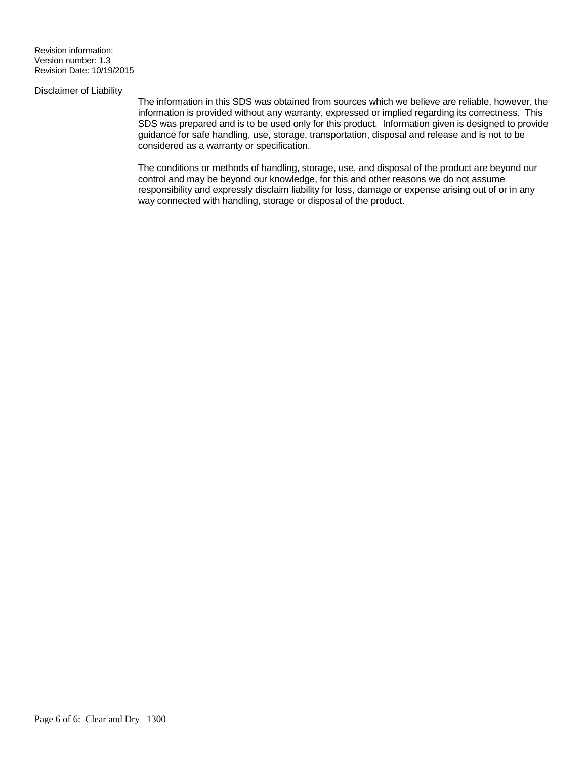Revision information:
Version number: 1.3
Revision Date: 10/19/2015

Disclaimer of Liability

The information in this SDS was obtained from sources which we believe are reliable, however, the information is provided without any warranty, expressed or implied regarding its correctness. This SDS was prepared and is to be used only for this product. Information given is designed to provide guidance for safe handling, use, storage, transportation, disposal and release and is not to be considered as a warranty or specification.

The conditions or methods of handling, storage, use, and disposal of the product are beyond our control and may be beyond our knowledge, for this and other reasons we do not assume responsibility and expressly disclaim liability for loss, damage or expense arising out of or in any way connected with handling, storage or disposal of the product.